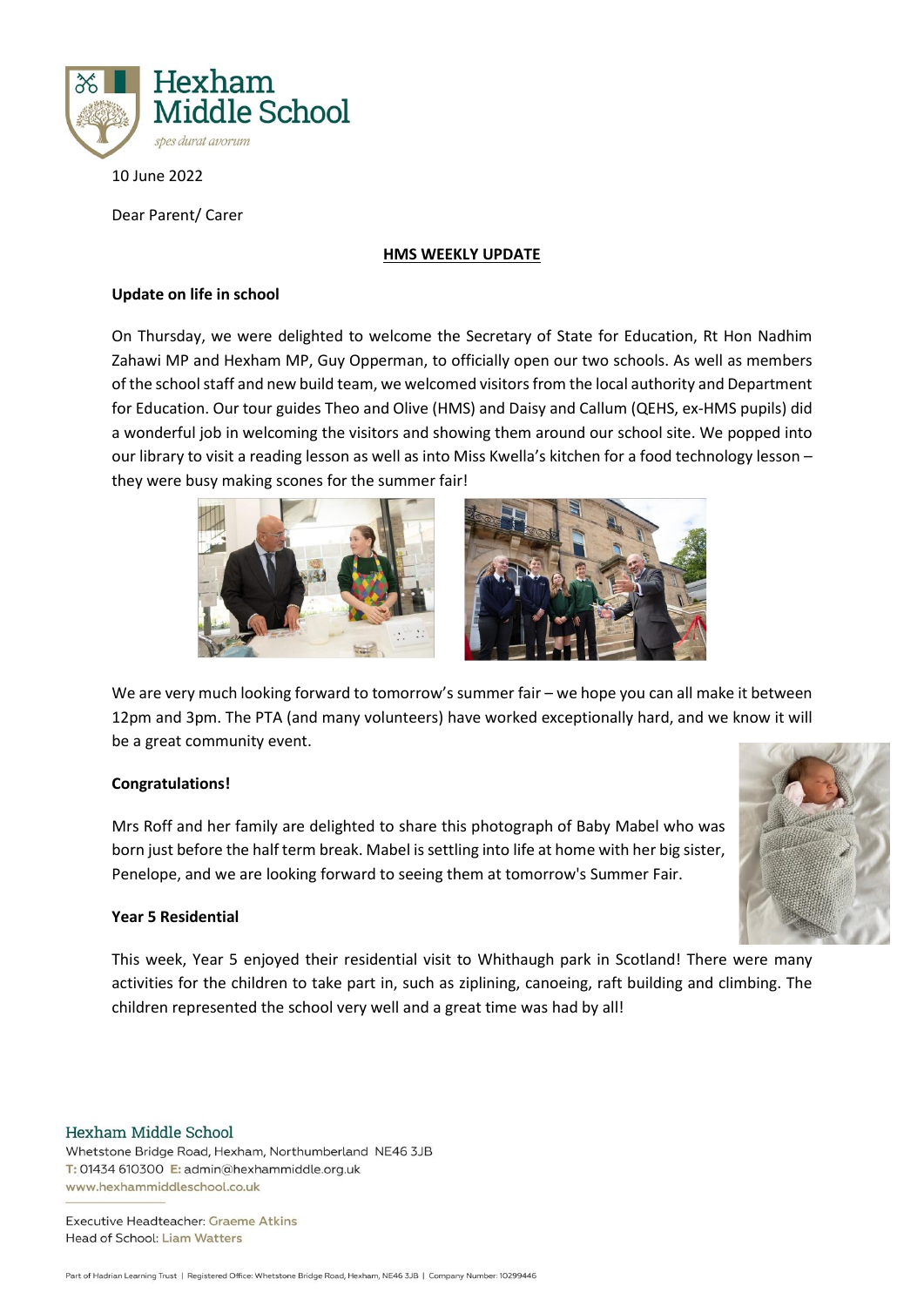Hexham Middle School

*spes durat avorum*

10 June 2022

Dear Parent/ Carer

**HMS WEEKLY UPDATE**

**Update on life in school**

On Thursday, we were delighted to welcome the Secretary of State for Education, Rt Hon Nadhim Zahawi MP and Hexham MP, Guy Opperman, to officially open our two schools. As well as members of the school staff and new build team, we welcomed visitors from the local authority and Department for Education. Our tour guides Theo and Olive (HMS) and Daisy and Callum (QEHS, ex-HMS pupils) did a wonderful job in welcoming the visitors and showing them around our school site. We popped into our library to visit a reading lesson as well as into Miss Kwella's kitchen for a food technology lesson – they were busy making scones for the summer fair!

We are very much looking forward to tomorrow's summer fair – we hope you can all make it between 12pm and 3pm. The PTA (and many volunteers) have worked exceptionally hard, and we know it will be a great community event.

**Congratulations!**

Mrs Roff and her family are delighted to share this photograph of Baby Mabel who was born just before the half term break. Mabel is settling into life at home with her big sister, Penelope, and we are looking forward to seeing them at tomorrow's Summer Fair.

**Year 5 Residential**

This week, Year 5 enjoyed their residential visit to Whithaugh park in Scotland! There were many activities for the children to take part in, such as ziplining, canoeing, raft building and climbing. The children represented the school very well and a great time was had by all!

Hexham Middle School
Whetstone Bridge Road, Hexham, Northumberland NE46 3JB
T: 01434 610300 E: admin@hexhammiddle.org.uk
www.hexhammiddleschool.co.uk

Executive Headteacher: Graeme Atkins
Head of School: Liam Watters

Part of Hadrian Learning Trust | Registered Office: Whetstone Bridge Road, Hexham, NE46 3JB | Company Number: 10299446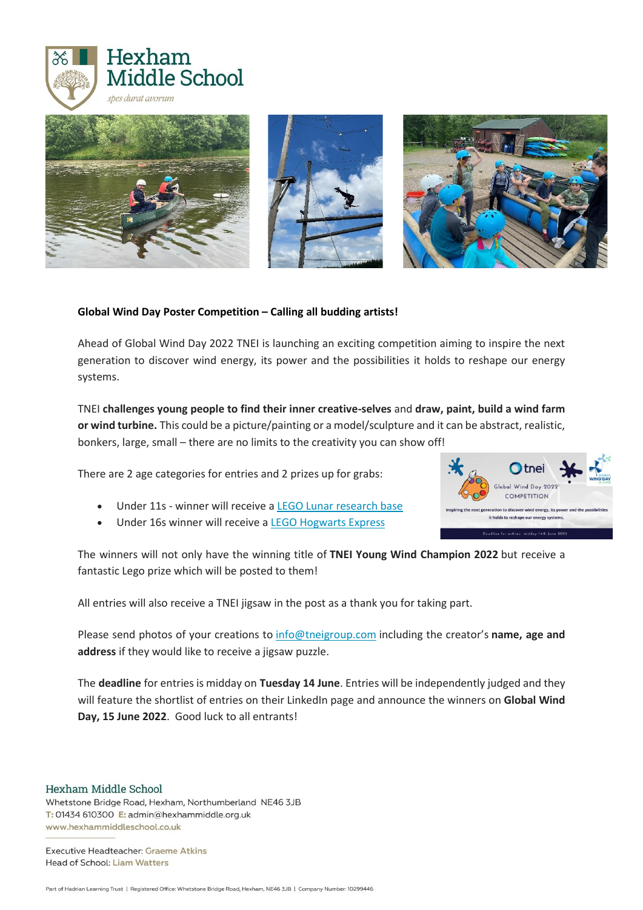**Global Wind Day Poster Competition – Calling all budding artists!**

Ahead of Global Wind Day 2022 TNEI is launching an exciting competition aiming to inspire the next generation to discover wind energy, its power and the possibilities it holds to reshape our energy systems.

TNEI **challenges young people to find their inner creative-selves** and **draw, paint, build a wind farm or wind turbine.** This could be a picture/painting or a model/sculpture and it can be abstract, realistic, bonkers, large, small – there are no limits to the creativity you can show off!

There are 2 age categories for entries and 2 prizes up for grabs:

- Under 11s - winner will receive a LEGO Lunar research base
- Under 16s winner will receive a LEGO Hogwarts Express

The winners will not only have the winning title of **TNEI Young Wind Champion 2022** but receive a fantastic Lego prize which will be posted to them!

All entries will also receive a TNEI jigsaw in the post as a thank you for taking part.

Please send photos of your creations to info@tneigroup.com including the creator's **name, age and address** if they would like to receive a jigsaw puzzle.

The **deadline** for entries is midday on **Tuesday 14 June**. Entries will be independently judged and they will feature the shortlist of entries on their LinkedIn page and announce the winners on **Global Wind Day, 15 June 2022**. Good luck to all entrants!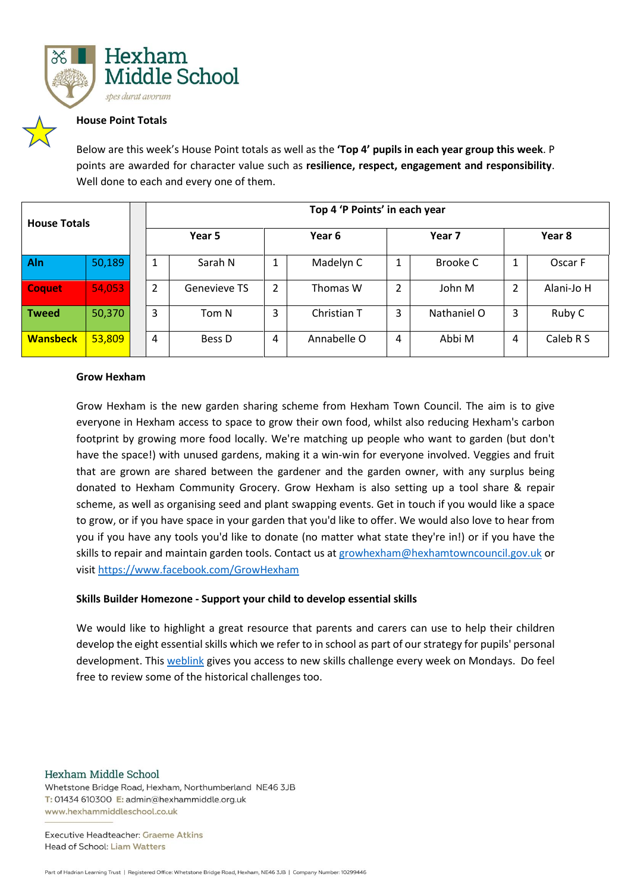Hexham Middle School

*spes durat avorum*

## House Point Totals

Below are this week's House Point totals as well as the **'Top 4' pupils in each year group this week**. P points are awarded for character value such as **resilience, respect, engagement and responsibility**. Well done to each and every one of them.

| House Totals | | Top 4 'P Points' in each year | | | | | | | |
|---|---|---|---|---|---|---|---|---|---|
| | | Year 5 | | Year 6 | | Year 7 | | Year 8 | |
| **Aln** | 50,189 | 1 | Sarah N | 1 | Madelyn C | 1 | Brooke C | 1 | Oscar F |
| **Coquet** | 54,053 | 2 | Genevieve TS | 2 | Thomas W | 2 | John M | 2 | Alani-Jo H |
| **Tweed** | 50,370 | 3 | Tom N | 3 | Christian T | 3 | Nathaniel O | 3 | Ruby C |
| **Wansbeck** | 53,809 | 4 | Bess D | 4 | Annabelle O | 4 | Abbi M | 4 | Caleb R S |

## Grow Hexham

Grow Hexham is the new garden sharing scheme from Hexham Town Council. The aim is to give everyone in Hexham access to space to grow their own food, whilst also reducing Hexham's carbon footprint by growing more food locally. We're matching up people who want to garden (but don't have the space!) with unused gardens, making it a win-win for everyone involved. Veggies and fruit that are grown are shared between the gardener and the garden owner, with any surplus being donated to Hexham Community Grocery. Grow Hexham is also setting up a tool share & repair scheme, as well as organising seed and plant swapping events. Get in touch if you would like a space to grow, or if you have space in your garden that you'd like to offer. We would also love to hear from you if you have any tools you'd like to donate (no matter what state they're in!) or if you have the skills to repair and maintain garden tools. Contact us at [growhexham@hexhamtowncouncil.gov.uk](mailto:growhexham@hexhamtowncouncil.gov.uk) or visit [https://www.facebook.com/GrowHexham](https://www.facebook.com/GrowHexham)

## Skills Builder Homezone - Support your child to develop essential skills

We would like to highlight a great resource that parents and carers can use to help their children develop the eight essential skills which we refer to in school as part of our strategy for pupils' personal development. This weblink gives you access to new skills challenge every week on Mondays. Do feel free to review some of the historical challenges too.

Hexham Middle School
Whetstone Bridge Road, Hexham, Northumberland NE46 3JB
T: 01434 610300 E: admin@hexhammiddle.org.uk
www.hexhammiddleschool.co.uk

Executive Headteacher: Graeme Atkins
Head of School: Liam Watters

Part of Hadrian Learning Trust | Registered Office: Whetstone Bridge Road, Hexham, NE46 3JB | Company Number: 10299446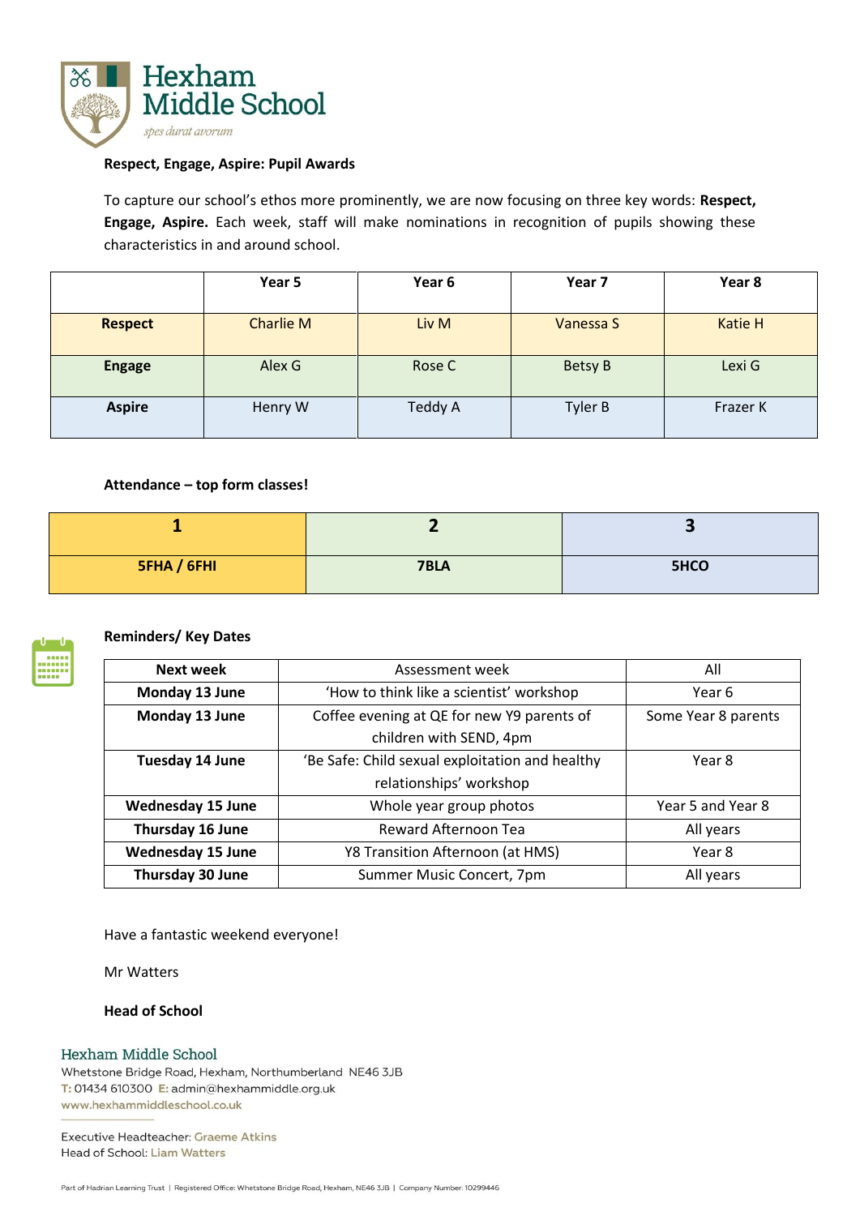Hexham Middle School

*spes durat avorum*

**Respect, Engage, Aspire: Pupil Awards**

To capture our school's ethos more prominently, we are now focusing on three key words: **Respect, Engage, Aspire.** Each week, staff will make nominations in recognition of pupils showing these characteristics in and around school.

| | Year 5 | Year 6 | Year 7 | Year 8 |
|---|---|---|---|---|
| **Respect** | Charlie M | Liv M | Vanessa S | Katie H |
| **Engage** | Alex G | Rose C | Betsy B | Lexi G |
| **Aspire** | Henry W | Teddy A | Tyler B | Frazer K |

**Attendance – top form classes!**

| 1 | 2 | 3 |
|---|---|---|
| **5FHA / 6FHI** | **7BLA** | **5HCO** |

**Reminders/ Key Dates**

| | | |
|---|---|---|
| **Next week** | Assessment week | All |
| **Monday 13 June** | 'How to think like a scientist' workshop | Year 6 |
| **Monday 13 June** | Coffee evening at QE for new Y9 parents of children with SEND, 4pm | Some Year 8 parents |
| **Tuesday 14 June** | 'Be Safe: Child sexual exploitation and healthy relationships' workshop | Year 8 |
| **Wednesday 15 June** | Whole year group photos | Year 5 and Year 8 |
| **Thursday 16 June** | Reward Afternoon Tea | All years |
| **Wednesday 15 June** | Y8 Transition Afternoon (at HMS) | Year 8 |
| **Thursday 30 June** | Summer Music Concert, 7pm | All years |

Have a fantastic weekend everyone!

Mr Watters

**Head of School**

Hexham Middle School
Whetstone Bridge Road, Hexham, Northumberland NE46 3JB
T: 01434 610300 E: admin@hexhammiddle.org.uk
www.hexhammiddleschool.co.uk

Executive Headteacher: Graeme Atkins
Head of School: Liam Watters

Part of Hadrian Learning Trust | Registered Office: Whetstone Bridge Road, Hexham, NE46 3JB | Company Number: 10299446